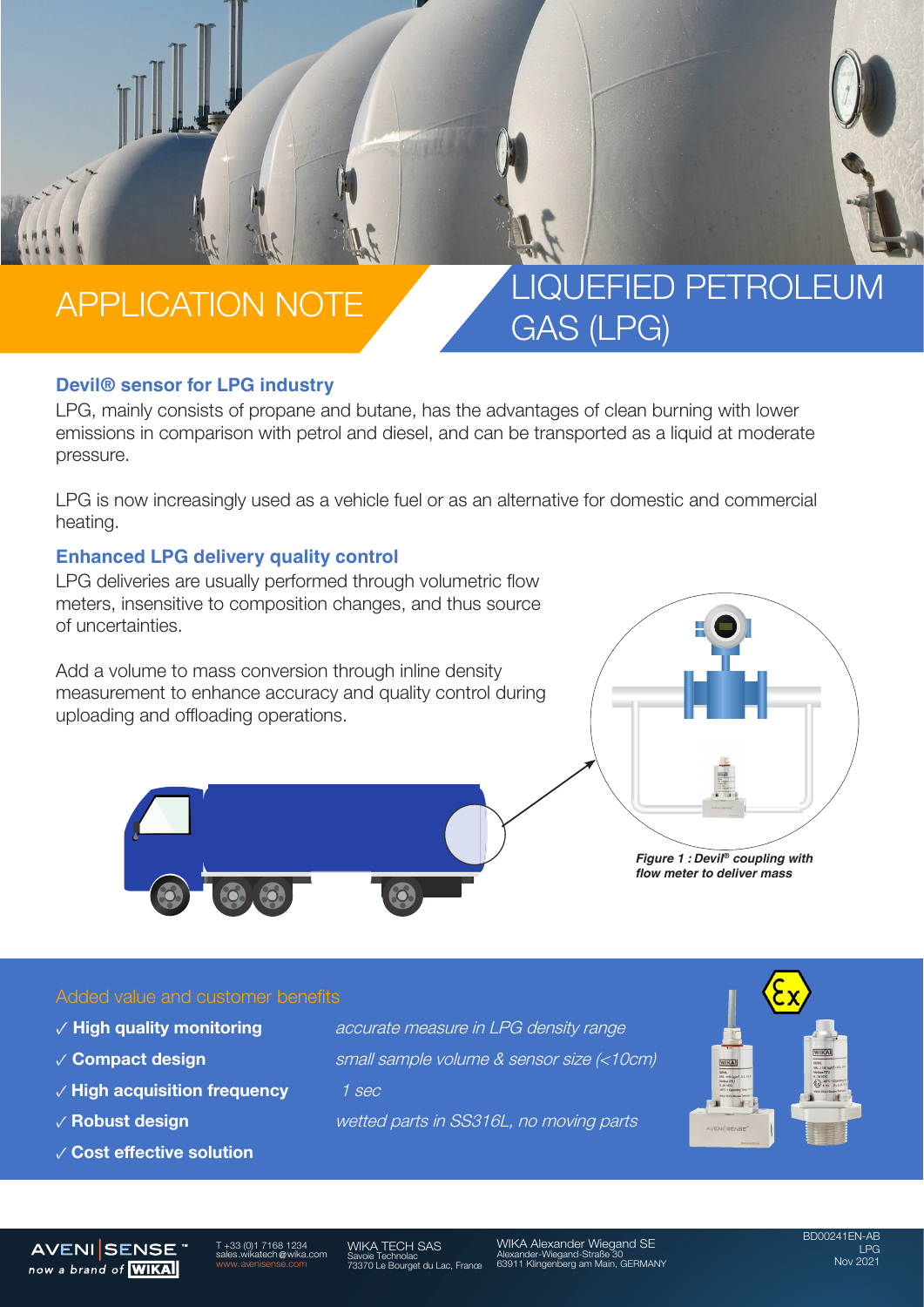# APPLICATION NOTE

# LIQUEFIED PETROLEUM GAS (LPG)

## Devil® sensor for LPG industry

LPG, mainly consists of propane and butane, has the advantages of clean burning with lower emissions in comparison with petrol and diesel, and can be transported as a liquid at moderate pressure.

LPG is now increasingly used as a vehicle fuel or as an alternative for domestic and commercial heating.

## Enhanced LPG delivery quality control

LPG deliveries are usually performed through volumetric flow meters, insensitive to composition changes, and thus source of uncertainties.

Add a volume to mass conversion through inline density measurement to enhance accuracy and quality control during uploading and offloading operations.

***Figure 1 : Devil® coupling with flow meter to deliver mass***

## Added value and customer benefits

- ✓ **High quality monitoring** — *accurate measure in LPG density range*
- ✓ **Compact design** — *small sample volume & sensor size (<10cm)*
- ✓ **High acquisition frequency** — *1 sec*
- ✓ **Robust design** — *wetted parts in SS316L, no moving parts*
- ✓ **Cost effective solution**

AVENI | SENSE™ now a brand of WIKA

T +33 (0)1 7168 1234
sales.wikatech@wika.com
www.avenisense.com

WIKA TECH SAS
Savoie Technolac
73370 Le Bourget du Lac, France

WIKA Alexander Wiegand SE
Alexander-Wiegand-Straße 30
63911 Klingenberg am Main, GERMANY

BD00241EN-AB
LPG
Nov 2021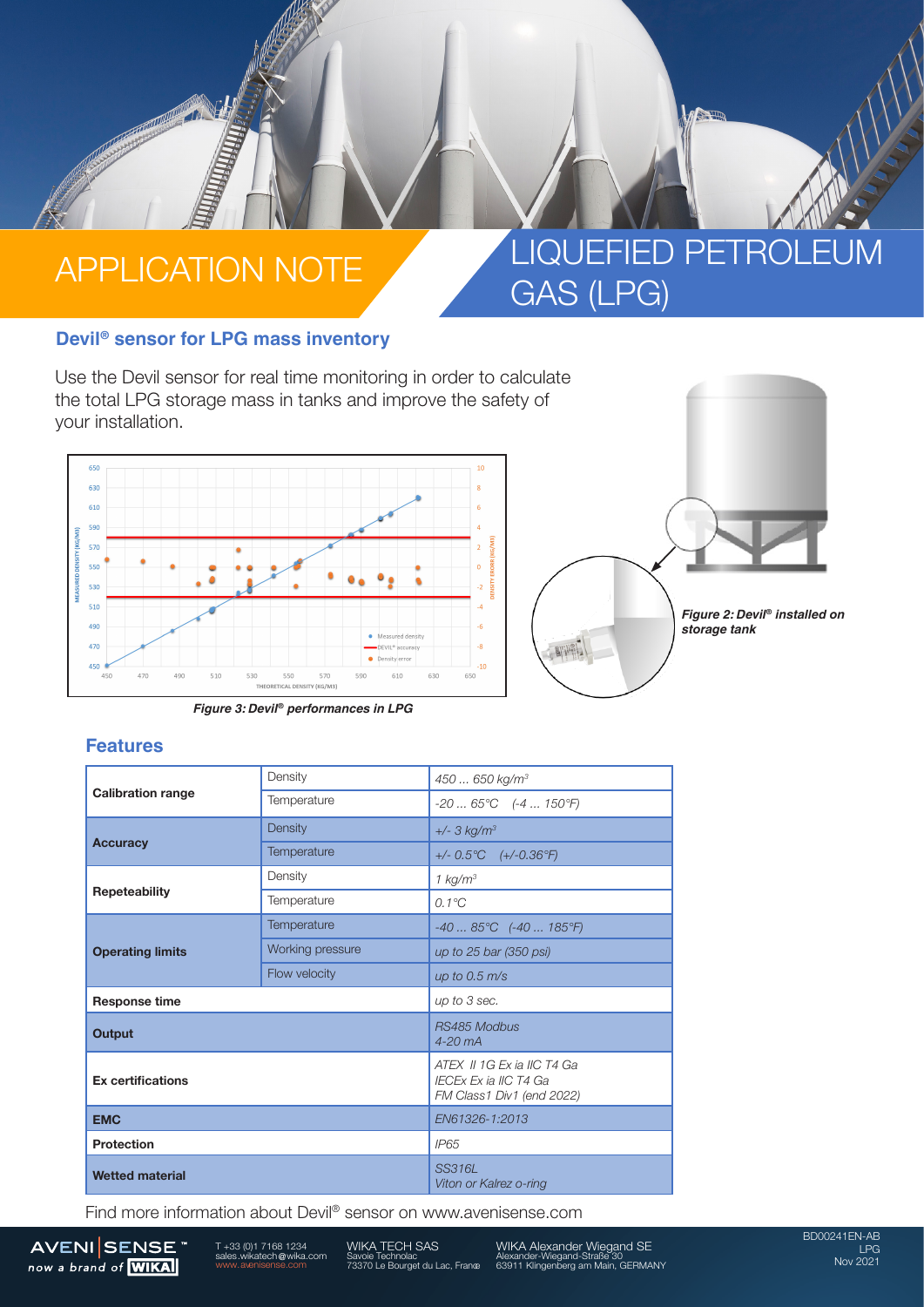# APPLICATION NOTE

# LIQUEFIED PETROLEUM GAS (LPG)

## Devil® sensor for LPG mass inventory

Use the Devil sensor for real time monitoring in order to calculate the total LPG storage mass in tanks and improve the safety of your installation.

650
630
610
590
570
550
530
510
490
470
450

MEASURED DENSITY (KG/M3)

10
8
6
4
2
0
-2
-4
-6
-8
-10

DENSITY ERROR (KG/M3)

450 470 490 510 530 550 570 590 610 630 650

THEORETICAL DENSITY (KG/M3)

Measured density
DEVIL® accuracy
Density error

*Figure 3: Devil® performances in LPG*

*Figure 2: Devil® installed on storage tank*

## Features

| | | |
|---|---|---|
| **Calibration range** | Density | *450 ... 650 kg/m³* |
| | Temperature | *-20 ... 65°C (-4 ... 150°F)* |
| **Accuracy** | Density | *+/- 3 kg/m³* |
| | Temperature | *+/- 0.5°C (+/-0.36°F)* |
| **Repeteability** | Density | *1 kg/m³* |
| | Temperature | *0.1°C* |
| **Operating limits** | Temperature | *-40 ... 85°C (-40 ... 185°F)* |
| | Working pressure | *up to 25 bar (350 psi)* |
| | Flow velocity | *up to 0.5 m/s* |
| **Response time** | | *up to 3 sec.* |
| **Output** | | *RS485 Modbus*<br>*4-20 mA* |
| **Ex certifications** | | *ATEX II 1G Ex ia IIC T4 Ga*<br>*IECEx Ex ia IIC T4 Ga*<br>*FM Class1 Div1 (end 2022)* |
| **EMC** | | *EN61326-1:2013* |
| **Protection** | | *IP65* |
| **Wetted material** | | *SS316L*<br>*Viton or Kalrez o-ring* |

Find more information about Devil® sensor on www.avenisense.com

AVENI|SENSE™ now a brand of WIKA

T +33 (0)1 7168 1234
sales.wikatech@wika.com
www.avenisense.com

WIKA TECH SAS
Savoie Technolac
73370 Le Bourget du Lac, France

WIKA Alexander Wiegand SE
Alexander-Wiegand-Straße 30
63911 Klingenberg am Main, GERMANY

BD00241EN-AB
LPG
Nov 2021